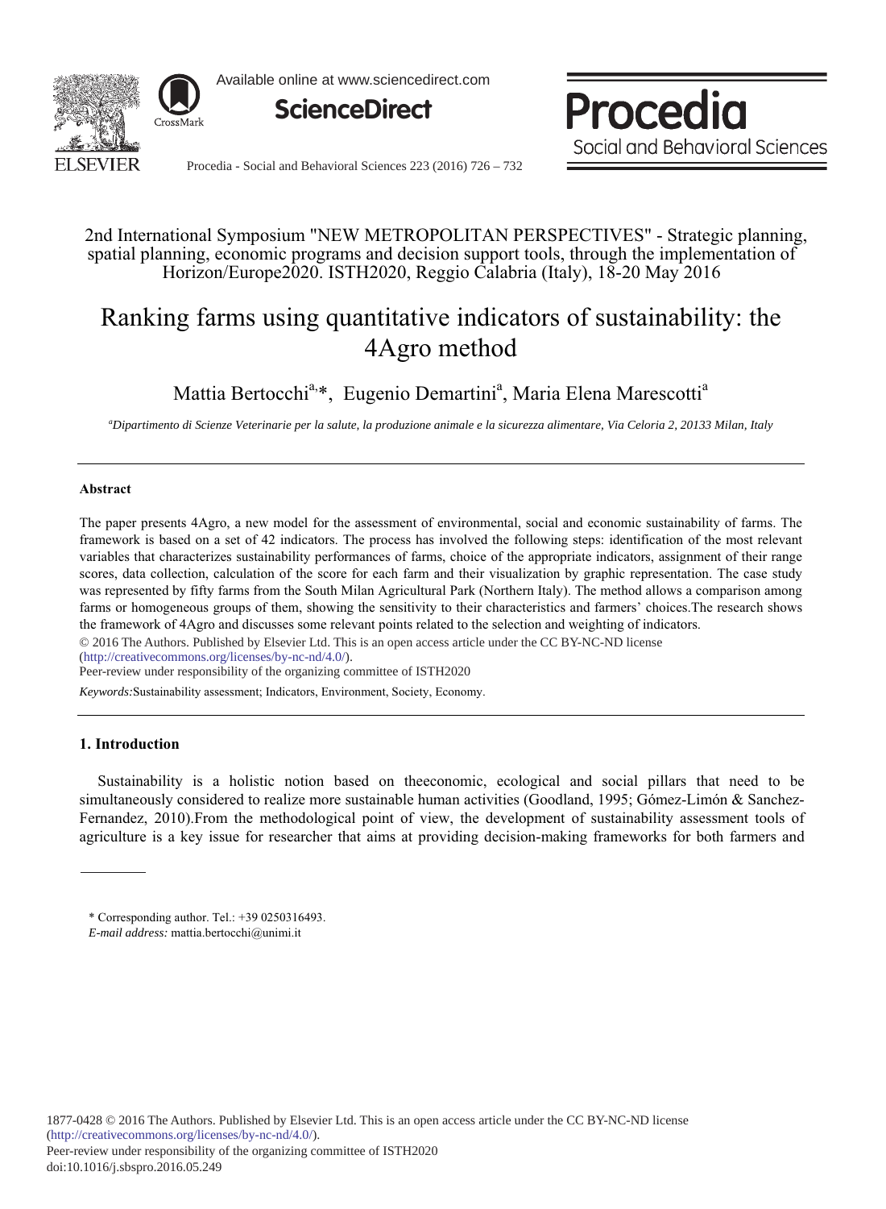2nd International Symposium "NEW METROPOLITAN PERSPECTIVES" - Strategic planning, spatial planning, economic programs and decision support tools, through the implementation of Horizon/Europe2020. ISTH2020, Reggio Calabria (Italy), 18-20 May 2016

# Ranking farms using quantitative indicators of sustainability: the 4Agro method

Mattia Bertocchi[a,*], Eugenio Demartini[a], Maria Elena Marescotti[a]

[a]*Dipartimento di Scienze Veterinarie per la salute, la produzione animale e la sicurezza alimentare, Via Celoria 2, 20133 Milan, Italy*

---

### Abstract

The paper presents 4Agro, a new model for the assessment of environmental, social and economic sustainability of farms. The framework is based on a set of 42 indicators. The process has involved the following steps: identification of the most relevant variables that characterizes sustainability performances of farms, choice of the appropriate indicators, assignment of their range scores, data collection, calculation of the score for each farm and their visualization by graphic representation. The case study was represented by fifty farms from the South Milan Agricultural Park (Northern Italy). The method allows a comparison among farms or homogeneous groups of them, showing the sensitivity to their characteristics and farmers' choices.The research shows the framework of 4Agro and discusses some relevant points related to the selection and weighting of indicators.

© 2016 The Authors. Published by Elsevier Ltd. This is an open access article under the CC BY-NC-ND license (http://creativecommons.org/licenses/by-nc-nd/4.0/).

Peer-review under responsibility of the organizing committee of ISTH2020

*Keywords:*Sustainability assessment; Indicators, Environment, Society, Economy.

---

## 1. Introduction

Sustainability is a holistic notion based on theeconomic, ecological and social pillars that need to be simultaneously considered to realize more sustainable human activities (Goodland, 1995; Gómez-Limón & Sanchez-Fernandez, 2010).From the methodological point of view, the development of sustainability assessment tools of agriculture is a key issue for researcher that aims at providing decision-making frameworks for both farmers and

\* Corresponding author. Tel.: +39 0250316493.
*E-mail address:* mattia.bertocchi@unimi.it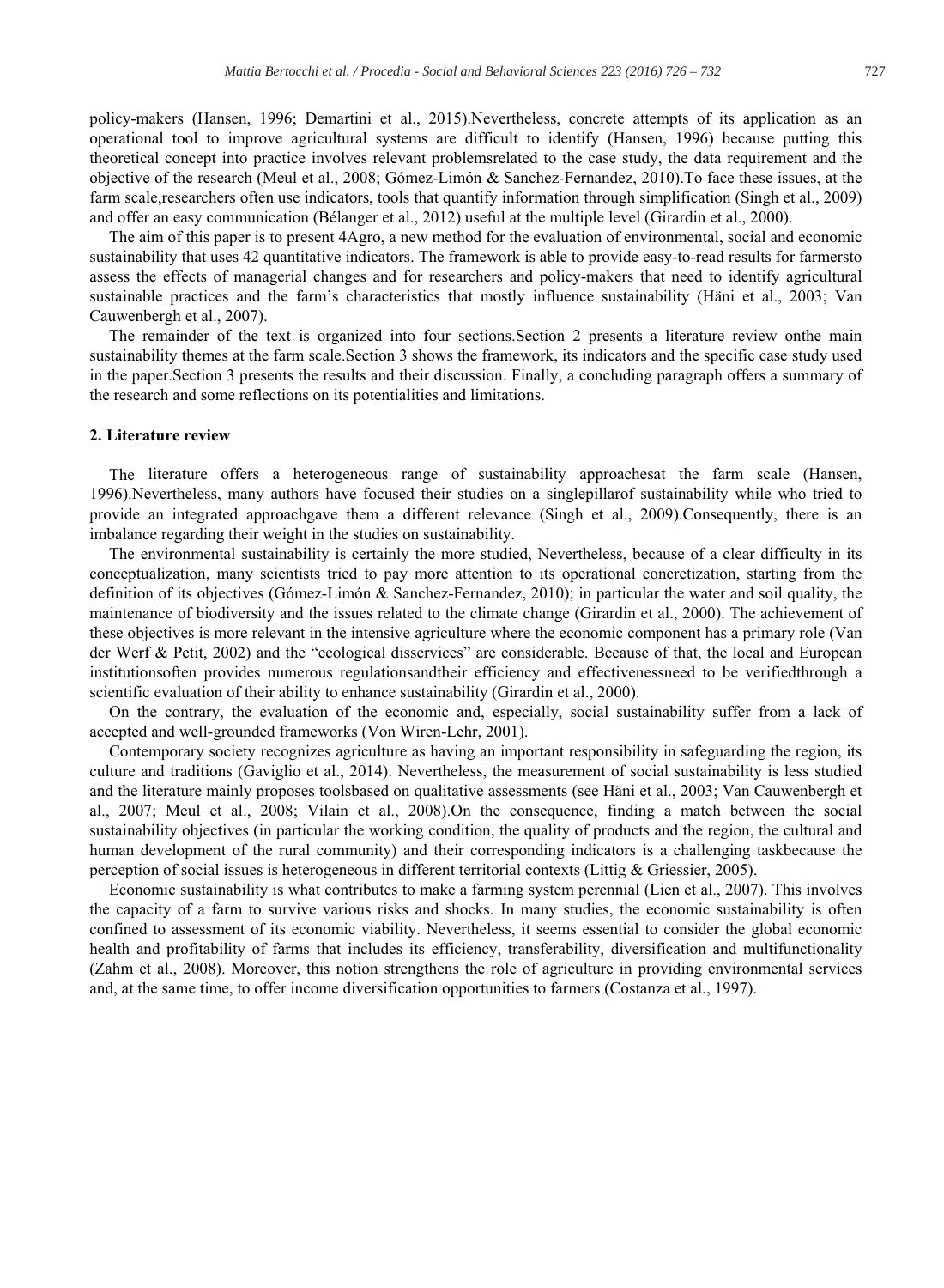policy-makers (Hansen, 1996; Demartini et al., 2015).Nevertheless, concrete attempts of its application as an operational tool to improve agricultural systems are difficult to identify (Hansen, 1996) because putting this theoretical concept into practice involves relevant problemsrelated to the case study, the data requirement and the objective of the research (Meul et al., 2008; Gómez-Limón & Sanchez-Fernandez, 2010).To face these issues, at the farm scale,researchers often use indicators, tools that quantify information through simplification (Singh et al., 2009) and offer an easy communication (Bélanger et al., 2012) useful at the multiple level (Girardin et al., 2000).

The aim of this paper is to present 4Agro, a new method for the evaluation of environmental, social and economic sustainability that uses 42 quantitative indicators. The framework is able to provide easy-to-read results for farmersto assess the effects of managerial changes and for researchers and policy-makers that need to identify agricultural sustainable practices and the farm's characteristics that mostly influence sustainability (Häni et al., 2003; Van Cauwenbergh et al., 2007).

The remainder of the text is organized into four sections.Section 2 presents a literature review onthe main sustainability themes at the farm scale.Section 3 shows the framework, its indicators and the specific case study used in the paper.Section 3 presents the results and their discussion. Finally, a concluding paragraph offers a summary of the research and some reflections on its potentialities and limitations.

## 2. Literature review

The literature offers a heterogeneous range of sustainability approachesat the farm scale (Hansen, 1996).Nevertheless, many authors have focused their studies on a singlepillarof sustainability while who tried to provide an integrated approachgave them a different relevance (Singh et al., 2009).Consequently, there is an imbalance regarding their weight in the studies on sustainability.

The environmental sustainability is certainly the more studied, Nevertheless, because of a clear difficulty in its conceptualization, many scientists tried to pay more attention to its operational concretization, starting from the definition of its objectives (Gómez-Limón & Sanchez-Fernandez, 2010); in particular the water and soil quality, the maintenance of biodiversity and the issues related to the climate change (Girardin et al., 2000). The achievement of these objectives is more relevant in the intensive agriculture where the economic component has a primary role (Van der Werf & Petit, 2002) and the "ecological disservices" are considerable. Because of that, the local and European institutionsoften provides numerous regulationsandtheir efficiency and effectivenessneed to be verifiedthrough a scientific evaluation of their ability to enhance sustainability (Girardin et al., 2000).

On the contrary, the evaluation of the economic and, especially, social sustainability suffer from a lack of accepted and well-grounded frameworks (Von Wiren-Lehr, 2001).

Contemporary society recognizes agriculture as having an important responsibility in safeguarding the region, its culture and traditions (Gaviglio et al., 2014). Nevertheless, the measurement of social sustainability is less studied and the literature mainly proposes toolsbased on qualitative assessments (see Häni et al., 2003; Van Cauwenbergh et al., 2007; Meul et al., 2008; Vilain et al., 2008).On the consequence, finding a match between the social sustainability objectives (in particular the working condition, the quality of products and the region, the cultural and human development of the rural community) and their corresponding indicators is a challenging taskbecause the perception of social issues is heterogeneous in different territorial contexts (Littig & Griessier, 2005).

Economic sustainability is what contributes to make a farming system perennial (Lien et al., 2007). This involves the capacity of a farm to survive various risks and shocks. In many studies, the economic sustainability is often confined to assessment of its economic viability. Nevertheless, it seems essential to consider the global economic health and profitability of farms that includes its efficiency, transferability, diversification and multifunctionality (Zahm et al., 2008). Moreover, this notion strengthens the role of agriculture in providing environmental services and, at the same time, to offer income diversification opportunities to farmers (Costanza et al., 1997).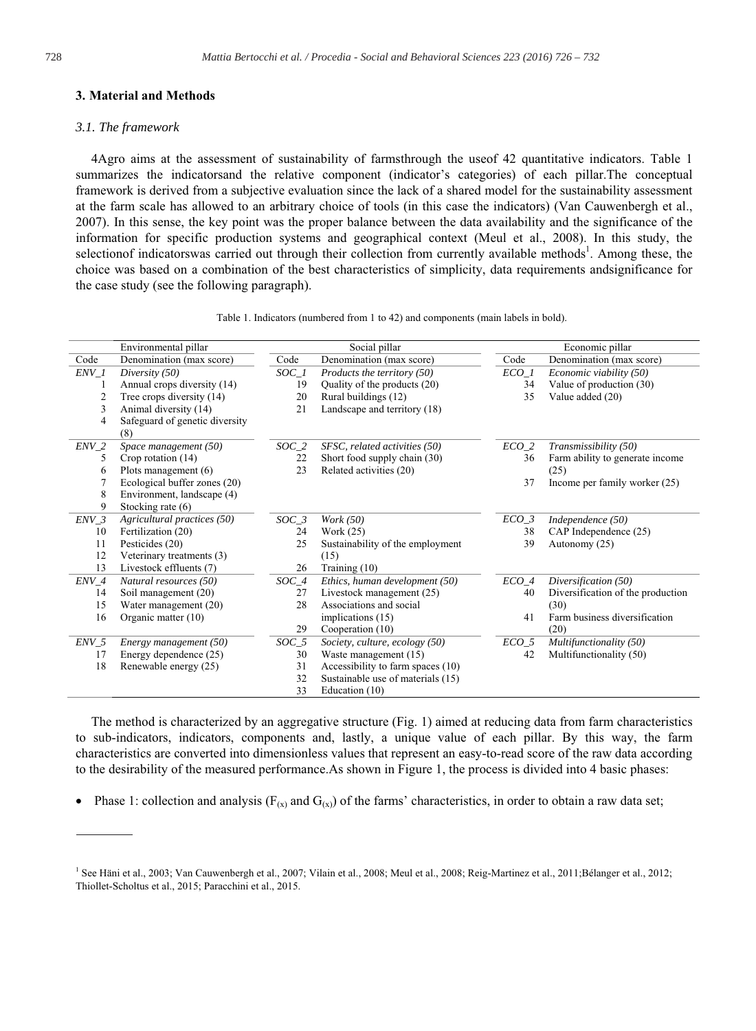## 3. Material and Methods

### 3.1. The framework

4Agro aims at the assessment of sustainability of farmsthrough the useof 42 quantitative indicators. Table 1 summarizes the indicatorsand the relative component (indicator's categories) of each pillar.The conceptual framework is derived from a subjective evaluation since the lack of a shared model for the sustainability assessment at the farm scale has allowed to an arbitrary choice of tools (in this case the indicators) (Van Cauwenbergh et al., 2007). In this sense, the key point was the proper balance between the data availability and the significance of the information for specific production systems and geographical context (Meul et al., 2008). In this study, the selectionof indicatorswas carried out through their collection from currently available methods[1]. Among these, the choice was based on a combination of the best characteristics of simplicity, data requirements andsignificance for the case study (see the following paragraph).

Table 1. Indicators (numbered from 1 to 42) and components (main labels in bold).

| Environmental pillar | | Social pillar | | Economic pillar | |
|---|---|---|---|---|---|
| Code | Denomination (max score) | Code | Denomination (max score) | Code | Denomination (max score) |
| *ENV_1* | *Diversity (50)* | *SOC_1* | *Products the territory (50)* | *ECO_1* | *Economic viability (50)* |
| 1 | Annual crops diversity (14) | 19 | Quality of the products (20) | 34 | Value of production (30) |
| 2 | Tree crops diversity (14) | 20 | Rural buildings (12) | 35 | Value added (20) |
| 3 | Animal diversity (14) | 21 | Landscape and territory (18) | | |
| 4 | Safeguard of genetic diversity (8) | | | | |
| *ENV_2* | *Space management (50)* | *SOC_2* | *SFSC, related activities (50)* | *ECO_2* | *Transmissibility (50)* |
| 5 | Crop rotation (14) | 22 | Short food supply chain (30) | 36 | Farm ability to generate income (25) |
| 6 | Plots management (6) | 23 | Related activities (20) | | |
| 7 | Ecological buffer zones (20) | | | 37 | Income per family worker (25) |
| 8 | Environment, landscape (4) | | | | |
| 9 | Stocking rate (6) | | | | |
| *ENV_3* | *Agricultural practices (50)* | *SOC_3* | *Work (50)* | *ECO_3* | *Independence (50)* |
| 10 | Fertilization (20) | 24 | Work (25) | 38 | CAP Independence (25) |
| 11 | Pesticides (20) | 25 | Sustainability of the employment (15) | 39 | Autonomy (25) |
| 12 | Veterinary treatments (3) | | | | |
| 13 | Livestock effluents (7) | 26 | Training (10) | | |
| *ENV_4* | *Natural resources (50)* | *SOC_4* | *Ethics, human development (50)* | *ECO_4* | *Diversification (50)* |
| 14 | Soil management (20) | 27 | Livestock management (25) | 40 | Diversification of the production (30) |
| 15 | Water management (20) | 28 | Associations and social implications (15) | | |
| 16 | Organic matter (10) | 29 | Cooperation (10) | 41 | Farm business diversification (20) |
| *ENV_5* | *Energy management (50)* | *SOC_5* | *Society, culture, ecology (50)* | *ECO_5* | *Multifunctionality (50)* |
| 17 | Energy dependence (25) | 30 | Waste management (15) | 42 | Multifunctionality (50) |
| 18 | Renewable energy (25) | 31 | Accessibility to farm spaces (10) | | |
| | | 32 | Sustainable use of materials (15) | | |
| | | 33 | Education (10) | | |

The method is characterized by an aggregative structure (Fig. 1) aimed at reducing data from farm characteristics to sub-indicators, indicators, components and, lastly, a unique value of each pillar. By this way, the farm characteristics are converted into dimensionless values that represent an easy-to-read score of the raw data according to the desirability of the measured performance.As shown in Figure 1, the process is divided into 4 basic phases:

- Phase 1: collection and analysis ($F_{(x)}$ and $G_{(x)}$) of the farms' characteristics, in order to obtain a raw data set;

---

[1] See Häni et al., 2003; Van Cauwenbergh et al., 2007; Vilain et al., 2008; Meul et al., 2008; Reig-Martinez et al., 2011;Bélanger et al., 2012; Thiollet-Scholtus et al., 2015; Paracchini et al., 2015.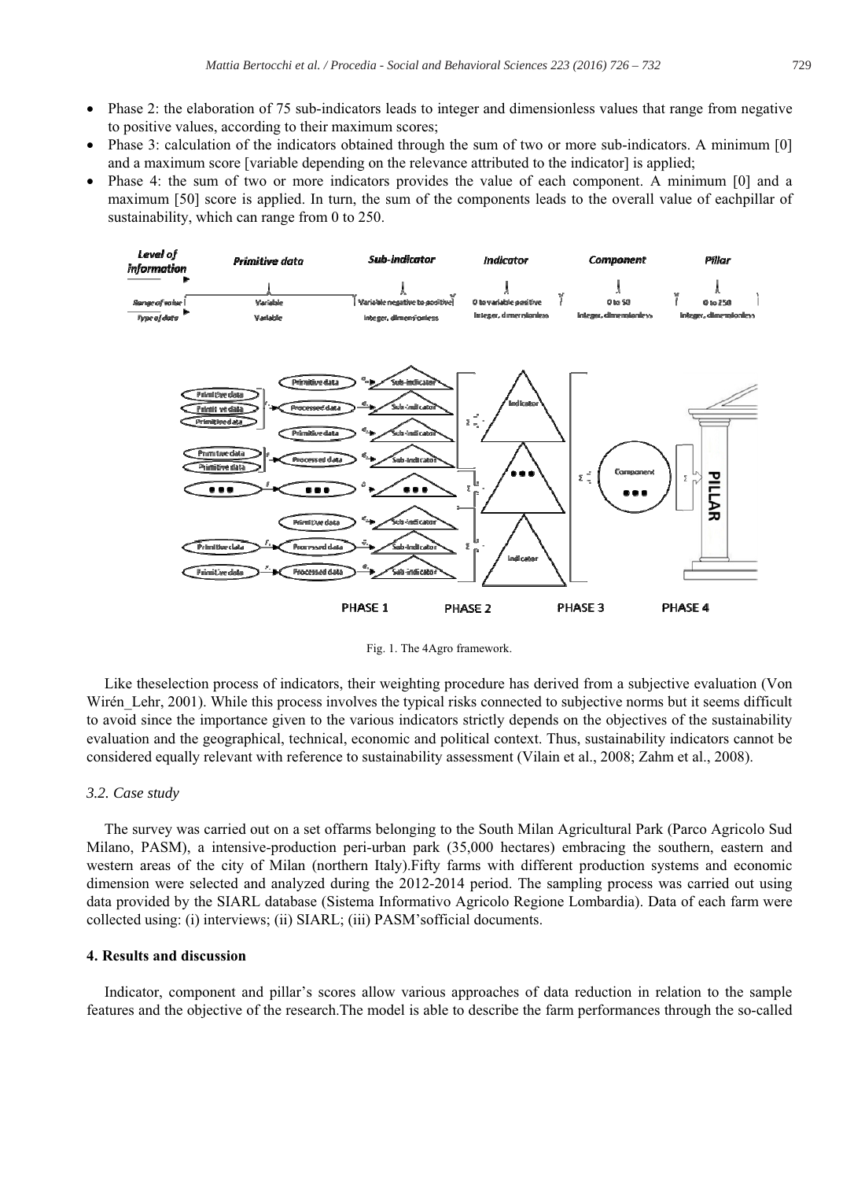- Phase 2: the elaboration of 75 sub-indicators leads to integer and dimensionless values that range from negative to positive values, according to their maximum scores;
- Phase 3: calculation of the indicators obtained through the sum of two or more sub-indicators. A minimum [0] and a maximum score [variable depending on the relevance attributed to the indicator] is applied;
- Phase 4: the sum of two or more indicators provides the value of each component. A minimum [0] and a maximum [50] score is applied. In turn, the sum of the components leads to the overall value of eachpillar of sustainability, which can range from 0 to 250.

Fig. 1. The 4Agro framework.

Like theselection process of indicators, their weighting procedure has derived from a subjective evaluation (Von Wirén_Lehr, 2001). While this process involves the typical risks connected to subjective norms but it seems difficult to avoid since the importance given to the various indicators strictly depends on the objectives of the sustainability evaluation and the geographical, technical, economic and political context. Thus, sustainability indicators cannot be considered equally relevant with reference to sustainability assessment (Vilain et al., 2008; Zahm et al., 2008).

### *3.2. Case study*

The survey was carried out on a set offarms belonging to the South Milan Agricultural Park (Parco Agricolo Sud Milano, PASM), a intensive-production peri-urban park (35,000 hectares) embracing the southern, eastern and western areas of the city of Milan (northern Italy).Fifty farms with different production systems and economic dimension were selected and analyzed during the 2012-2014 period. The sampling process was carried out using data provided by the SIARL database (Sistema Informativo Agricolo Regione Lombardia). Data of each farm were collected using: (i) interviews; (ii) SIARL; (iii) PASM'sofficial documents.

## 4. Results and discussion

Indicator, component and pillar's scores allow various approaches of data reduction in relation to the sample features and the objective of the research.The model is able to describe the farm performances through the so-called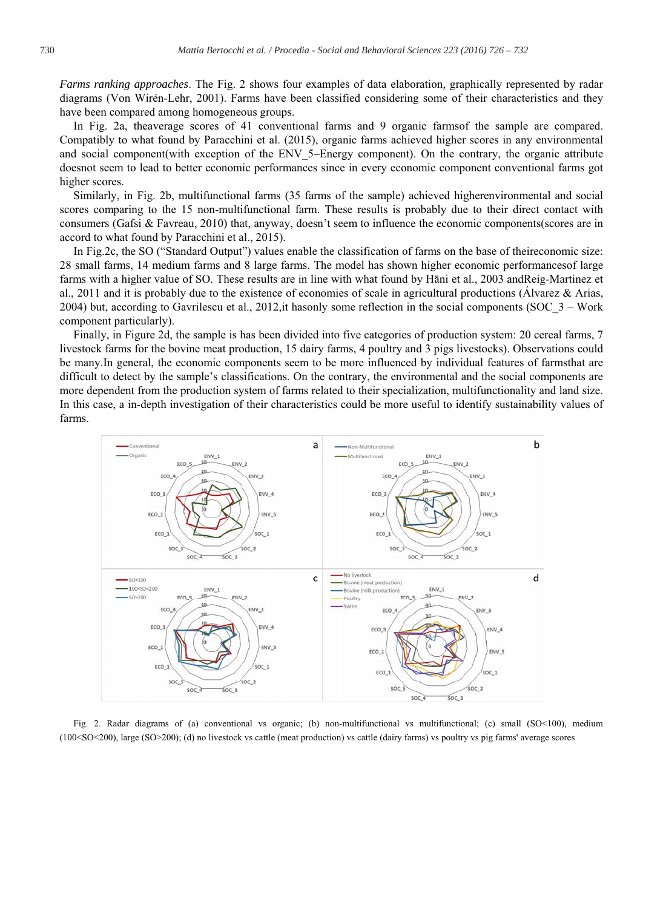*Farms ranking approaches*. The Fig. 2 shows four examples of data elaboration, graphically represented by radar diagrams (Von Wirén-Lehr, 2001). Farms have been classified considering some of their characteristics and they have been compared among homogeneous groups.

In Fig. 2a, theaverage scores of 41 conventional farms and 9 organic farmsof the sample are compared. Compatibly to what found by Paracchini et al. (2015), organic farms achieved higher scores in any environmental and social component(with exception of the ENV_5–Energy component). On the contrary, the organic attribute doesnot seem to lead to better economic performances since in every economic component conventional farms got higher scores.

Similarly, in Fig. 2b, multifunctional farms (35 farms of the sample) achieved higherenvironmental and social scores comparing to the 15 non-multifunctional farm. These results is probably due to their direct contact with consumers (Gafsi & Favreau, 2010) that, anyway, doesn't seem to influence the economic components(scores are in accord to what found by Paracchini et al., 2015).

In Fig.2c, the SO ("Standard Output") values enable the classification of farms on the base of theireconomic size: 28 small farms, 14 medium farms and 8 large farms. The model has shown higher economic performancesof large farms with a higher value of SO. These results are in line with what found by Häni et al., 2003 andReig-Martinez et al., 2011 and it is probably due to the existence of economies of scale in agricultural productions (Álvarez & Arias, 2004) but, according to Gavrilescu et al., 2012,it hasonly some reflection in the social components (SOC_3 – Work component particularly).

Finally, in Figure 2d, the sample is has been divided into five categories of production system: 20 cereal farms, 7 livestock farms for the bovine meat production, 15 dairy farms, 4 poultry and 3 pigs livestocks). Observations could be many.In general, the economic components seem to be more influenced by individual features of farmsthat are difficult to detect by the sample's classifications. On the contrary, the environmental and the social components are more dependent from the production system of farms related to their specialization, multifunctionality and land size. In this case, a in-depth investigation of their characteristics could be more useful to identify sustainability values of farms.

Fig. 2. Radar diagrams of (a) conventional vs organic; (b) non-multifunctional vs multifunctional; (c) small (SO<100), medium (100<SO<200), large (SO>200); (d) no livestock vs cattle (meat production) vs cattle (dairy farms) vs poultry vs pig farms' average scores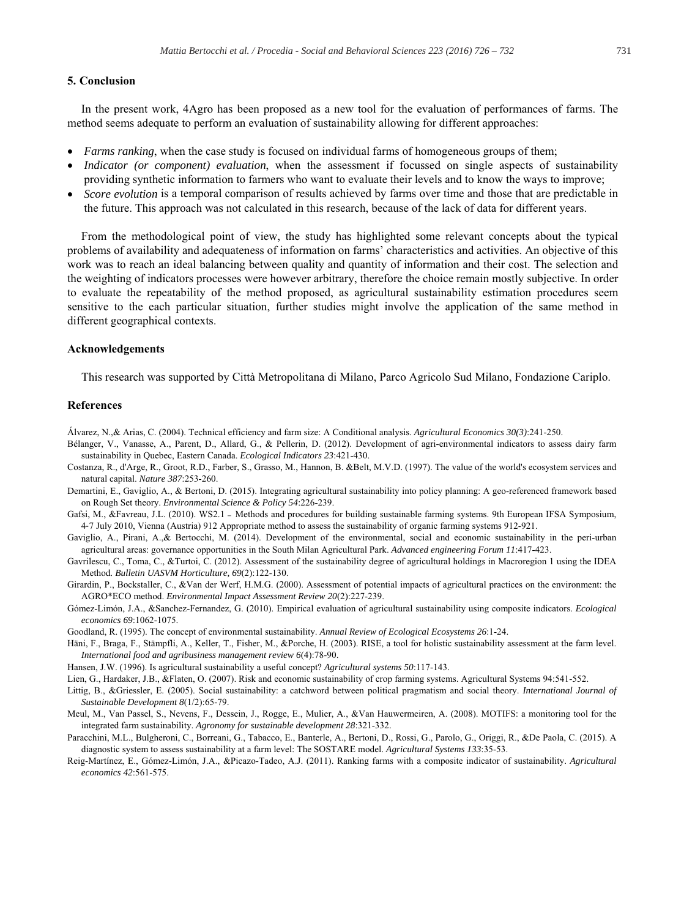## 5. Conclusion

In the present work, 4Agro has been proposed as a new tool for the evaluation of performances of farms. The method seems adequate to perform an evaluation of sustainability allowing for different approaches:

- *Farms ranking*, when the case study is focused on individual farms of homogeneous groups of them;
- *Indicator (or component) evaluation*, when the assessment if focussed on single aspects of sustainability providing synthetic information to farmers who want to evaluate their levels and to know the ways to improve;
- *Score evolution* is a temporal comparison of results achieved by farms over time and those that are predictable in the future. This approach was not calculated in this research, because of the lack of data for different years.

From the methodological point of view, the study has highlighted some relevant concepts about the typical problems of availability and adequateness of information on farms' characteristics and activities. An objective of this work was to reach an ideal balancing between quality and quantity of information and their cost. The selection and the weighting of indicators processes were however arbitrary, therefore the choice remain mostly subjective. In order to evaluate the repeatability of the method proposed, as agricultural sustainability estimation procedures seem sensitive to the each particular situation, further studies might involve the application of the same method in different geographical contexts.

## Acknowledgements

This research was supported by Città Metropolitana di Milano, Parco Agricolo Sud Milano, Fondazione Cariplo.

## References

Álvarez, N.,& Arias, C. (2004). Technical efficiency and farm size: A Conditional analysis. *Agricultural Economics 30(3)*:241-250.

Bélanger, V., Vanasse, A., Parent, D., Allard, G., & Pellerin, D. (2012). Development of agri-environmental indicators to assess dairy farm sustainability in Quebec, Eastern Canada. *Ecological Indicators 23*:421-430.

Costanza, R., d'Arge, R., Groot, R.D., Farber, S., Grasso, M., Hannon, B. &Belt, M.V.D. (1997). The value of the world's ecosystem services and natural capital. *Nature 387*:253-260.

Demartini, E., Gaviglio, A., & Bertoni, D. (2015). Integrating agricultural sustainability into policy planning: A geo-referenced framework based on Rough Set theory. *Environmental Science & Policy 54*:226-239.

Gafsi, M., &Favreau, J.L. (2010). WS2.1 – Methods and procedures for building sustainable farming systems. 9th European IFSA Symposium, 4-7 July 2010, Vienna (Austria) 912 Appropriate method to assess the sustainability of organic farming systems 912-921.

Gaviglio, A., Pirani, A.,& Bertocchi, M. (2014). Development of the environmental, social and economic sustainability in the peri-urban agricultural areas: governance opportunities in the South Milan Agricultural Park. *Advanced engineering Forum 11*:417-423.

Gavrilescu, C., Toma, C., &Turtoi, C. (2012). Assessment of the sustainability degree of agricultural holdings in Macroregion 1 using the IDEA Method. *Bulletin UASVM Horticulture, 69*(2):122-130.

Girardin, P., Bockstaller, C., &Van der Werf, H.M.G. (2000). Assessment of potential impacts of agricultural practices on the environment: the AGRO*ECO method. *Environmental Impact Assessment Review 20*(2):227-239.

Gómez-Limón, J.A., &Sanchez-Fernandez, G. (2010). Empirical evaluation of agricultural sustainability using composite indicators. *Ecological economics 69*:1062-1075.

Goodland, R. (1995). The concept of environmental sustainability. *Annual Review of Ecological Ecosystems 26*:1-24.

Häni, F., Braga, F., Stämpfli, A., Keller, T., Fisher, M., &Porche, H. (2003). RISE, a tool for holistic sustainability assessment at the farm level. *International food and agribusiness management review 6*(4):78-90.

Hansen, J.W. (1996). Is agricultural sustainability a useful concept? *Agricultural systems 50*:117-143.

Lien, G., Hardaker, J.B., &Flaten, O. (2007). Risk and economic sustainability of crop farming systems. Agricultural Systems 94:541-552.

Littig, B., &Griessler, E. (2005). Social sustainability: a catchword between political pragmatism and social theory. *International Journal of Sustainable Development 8*(1/2):65-79.

Meul, M., Van Passel, S., Nevens, F., Dessein, J., Rogge, E., Mulier, A., &Van Hauwermeiren, A. (2008). MOTIFS: a monitoring tool for the integrated farm sustainability. *Agronomy for sustainable development 28*:321-332.

Paracchini, M.L., Bulgheroni, C., Borreani, G., Tabacco, E., Banterle, A., Bertoni, D., Rossi, G., Parolo, G., Origgi, R., &De Paola, C. (2015). A diagnostic system to assess sustainability at a farm level: The SOSTARE model. *Agricultural Systems 133*:35-53.

Reig-Martínez, E., Gómez-Limón, J.A., &Picazo-Tadeo, A.J. (2011). Ranking farms with a composite indicator of sustainability. *Agricultural economics 42*:561-575.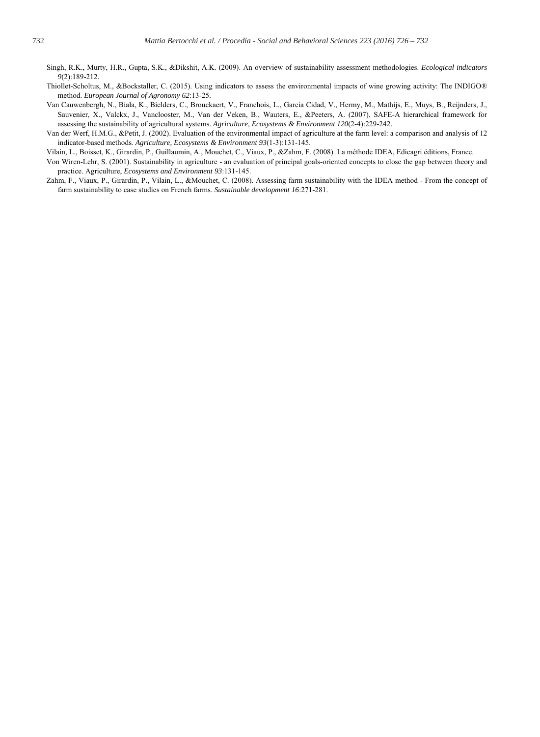Singh, R.K., Murty, H.R., Gupta, S.K., &Dikshit, A.K. (2009). An overview of sustainability assessment methodologies. *Ecological indicators 9*(2):189-212.

Thiollet-Scholtus, M., &Bockstaller, C. (2015). Using indicators to assess the environmental impacts of wine growing activity: The INDIGO® method. *European Journal of Agronomy 62*:13-25.

Van Cauwenbergh, N., Biala, K., Bielders, C., Brouckaert, V., Franchois, L., Garcia Cidad, V., Hermy, M., Mathijs, E., Muys, B., Reijnders, J., Sauvenier, X., Valckx, J., Vanclooster, M., Van der Veken, B., Wauters, E., &Peeters, A. (2007). SAFE-A hierarchical framework for assessing the sustainability of agricultural systems. *Agriculture, Ecosystems & Environment 120*(2-4):229-242.

Van der Werf, H.M.G., &Petit, J. (2002). Evaluation of the environmental impact of agriculture at the farm level: a comparison and analysis of 12 indicator-based methods. *Agriculture, Ecosystems & Environment 93*(1-3):131-145.

Vilain, L., Boisset, K., Girardin, P., Guillaumin, A., Mouchet, C., Viaux, P., &Zahm, F. (2008). La méthode IDEA, Edicagri éditions, France.

Von Wiren-Lehr, S. (2001). Sustainability in agriculture - an evaluation of principal goals-oriented concepts to close the gap between theory and practice. Agriculture, *Ecosystems and Environment 93*:131-145.

Zahm, F., Viaux, P., Girardin, P., Vilain, L., &Mouchet, C. (2008). Assessing farm sustainability with the IDEA method - From the concept of farm sustainability to case studies on French farms. *Sustainable development 16*:271-281.